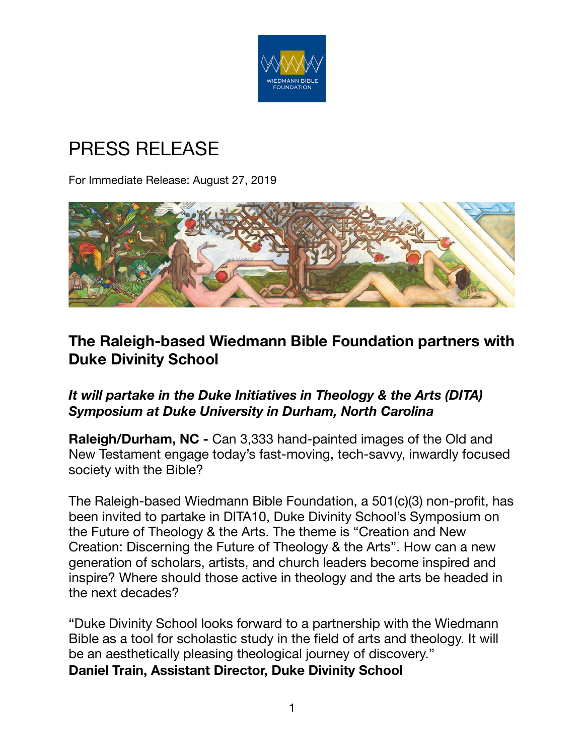WIEDMANN BIBLE FOUNDATION

# PRESS RELEASE

For Immediate Release: August 27, 2019

## The Raleigh-based Wiedmann Bible Foundation partners with Duke Divinity School

### *It will partake in the Duke Initiatives in Theology & the Arts (DITA) Symposium at Duke University in Durham, North Carolina*

**Raleigh/Durham, NC -** Can 3,333 hand-painted images of the Old and New Testament engage today's fast-moving, tech-savvy, inwardly focused society with the Bible?

The Raleigh-based Wiedmann Bible Foundation, a 501(c)(3) non-profit, has been invited to partake in DITA10, Duke Divinity School's Symposium on the Future of Theology & the Arts. The theme is "Creation and New Creation: Discerning the Future of Theology & the Arts". How can a new generation of scholars, artists, and church leaders become inspired and inspire? Where should those active in theology and the arts be headed in the next decades?

"Duke Divinity School looks forward to a partnership with the Wiedmann Bible as a tool for scholastic study in the field of arts and theology. It will be an aesthetically pleasing theological journey of discovery."
**Daniel Train, Assistant Director, Duke Divinity School**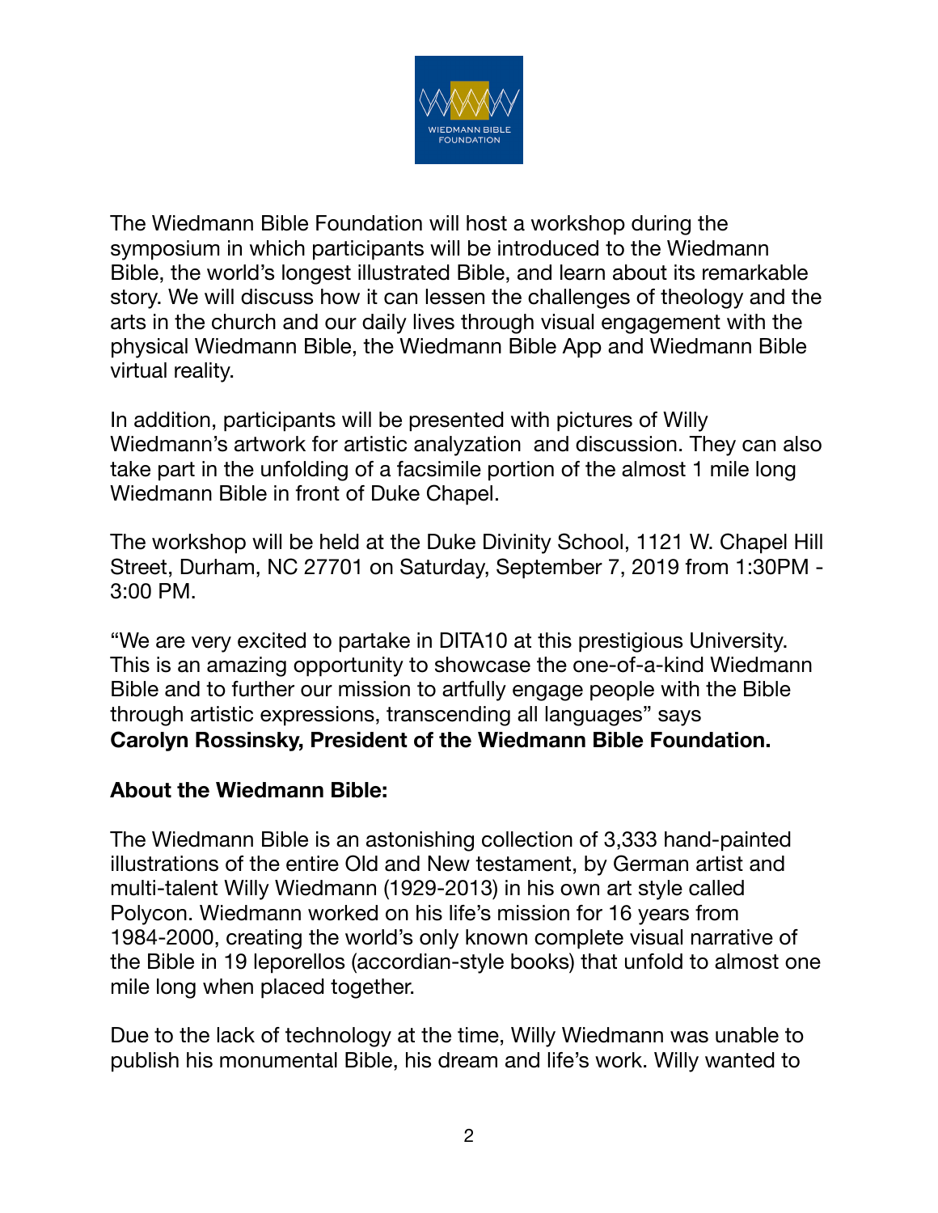The Wiedmann Bible Foundation will host a workshop during the symposium in which participants will be introduced to the Wiedmann Bible, the world's longest illustrated Bible, and learn about its remarkable story. We will discuss how it can lessen the challenges of theology and the arts in the church and our daily lives through visual engagement with the physical Wiedmann Bible, the Wiedmann Bible App and Wiedmann Bible virtual reality.

In addition, participants will be presented with pictures of Willy Wiedmann's artwork for artistic analyzation and discussion. They can also take part in the unfolding of a facsimile portion of the almost 1 mile long Wiedmann Bible in front of Duke Chapel.

The workshop will be held at the Duke Divinity School, 1121 W. Chapel Hill Street, Durham, NC 27701 on Saturday, September 7, 2019 from 1:30PM - 3:00 PM.

"We are very excited to partake in DITA10 at this prestigious University. This is an amazing opportunity to showcase the one-of-a-kind Wiedmann Bible and to further our mission to artfully engage people with the Bible through artistic expressions, transcending all languages" says **Carolyn Rossinsky, President of the Wiedmann Bible Foundation.**

**About the Wiedmann Bible:**

The Wiedmann Bible is an astonishing collection of 3,333 hand-painted illustrations of the entire Old and New testament, by German artist and multi-talent Willy Wiedmann (1929-2013) in his own art style called Polycon. Wiedmann worked on his life's mission for 16 years from 1984-2000, creating the world's only known complete visual narrative of the Bible in 19 leporellos (accordian-style books) that unfold to almost one mile long when placed together.

Due to the lack of technology at the time, Willy Wiedmann was unable to publish his monumental Bible, his dream and life's work. Willy wanted to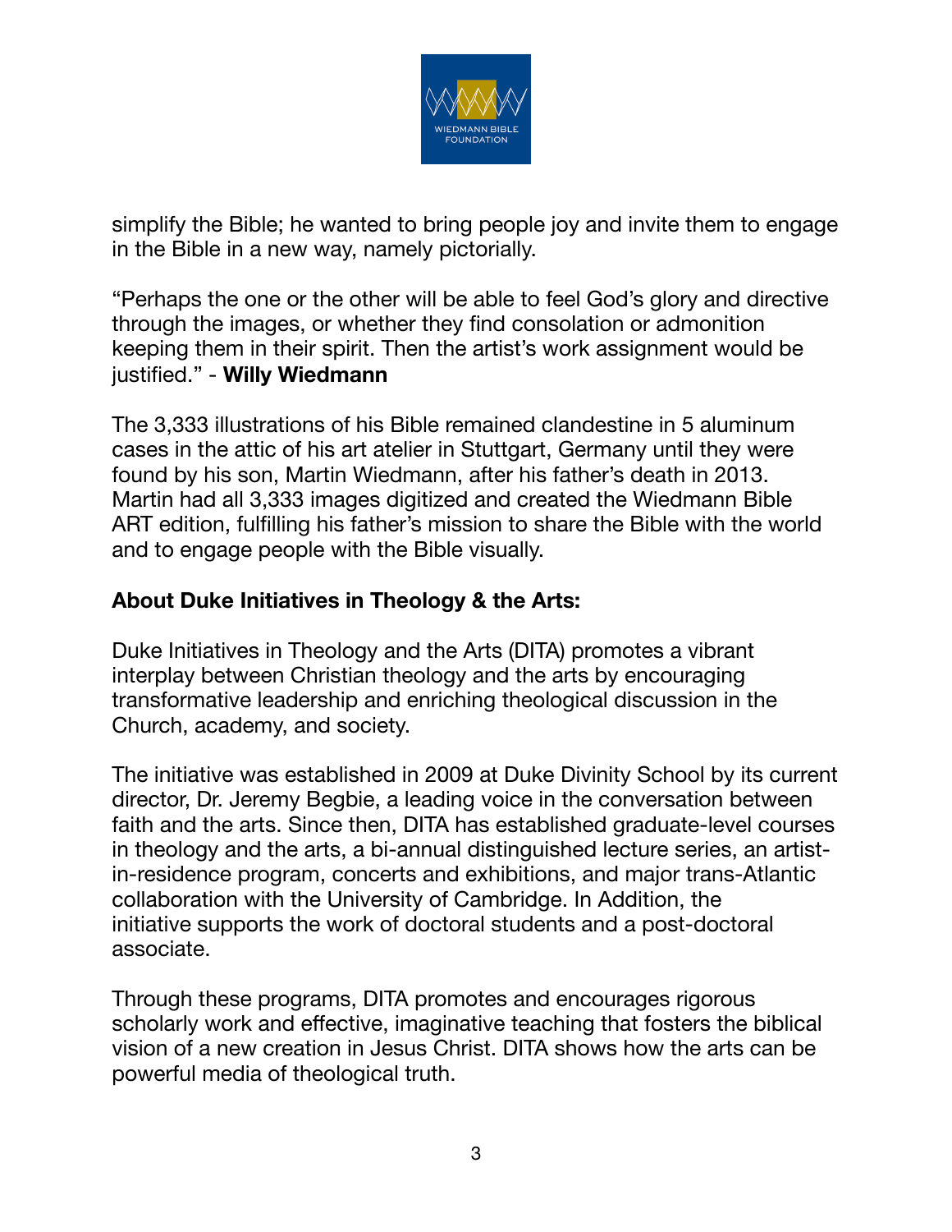simplify the Bible; he wanted to bring people joy and invite them to engage in the Bible in a new way, namely pictorially.

"Perhaps the one or the other will be able to feel God's glory and directive through the images, or whether they find consolation or admonition keeping them in their spirit. Then the artist's work assignment would be justified." - **Willy Wiedmann**

The 3,333 illustrations of his Bible remained clandestine in 5 aluminum cases in the attic of his art atelier in Stuttgart, Germany until they were found by his son, Martin Wiedmann, after his father's death in 2013. Martin had all 3,333 images digitized and created the Wiedmann Bible ART edition, fulfilling his father's mission to share the Bible with the world and to engage people with the Bible visually.

**About Duke Initiatives in Theology & the Arts:**

Duke Initiatives in Theology and the Arts (DITA) promotes a vibrant interplay between Christian theology and the arts by encouraging transformative leadership and enriching theological discussion in the Church, academy, and society.

The initiative was established in 2009 at Duke Divinity School by its current director, Dr. Jeremy Begbie, a leading voice in the conversation between faith and the arts. Since then, DITA has established graduate-level courses in theology and the arts, a bi-annual distinguished lecture series, an artist-in-residence program, concerts and exhibitions, and major trans-Atlantic collaboration with the University of Cambridge. In Addition, the initiative supports the work of doctoral students and a post-doctoral associate.

Through these programs, DITA promotes and encourages rigorous scholarly work and effective, imaginative teaching that fosters the biblical vision of a new creation in Jesus Christ. DITA shows how the arts can be powerful media of theological truth.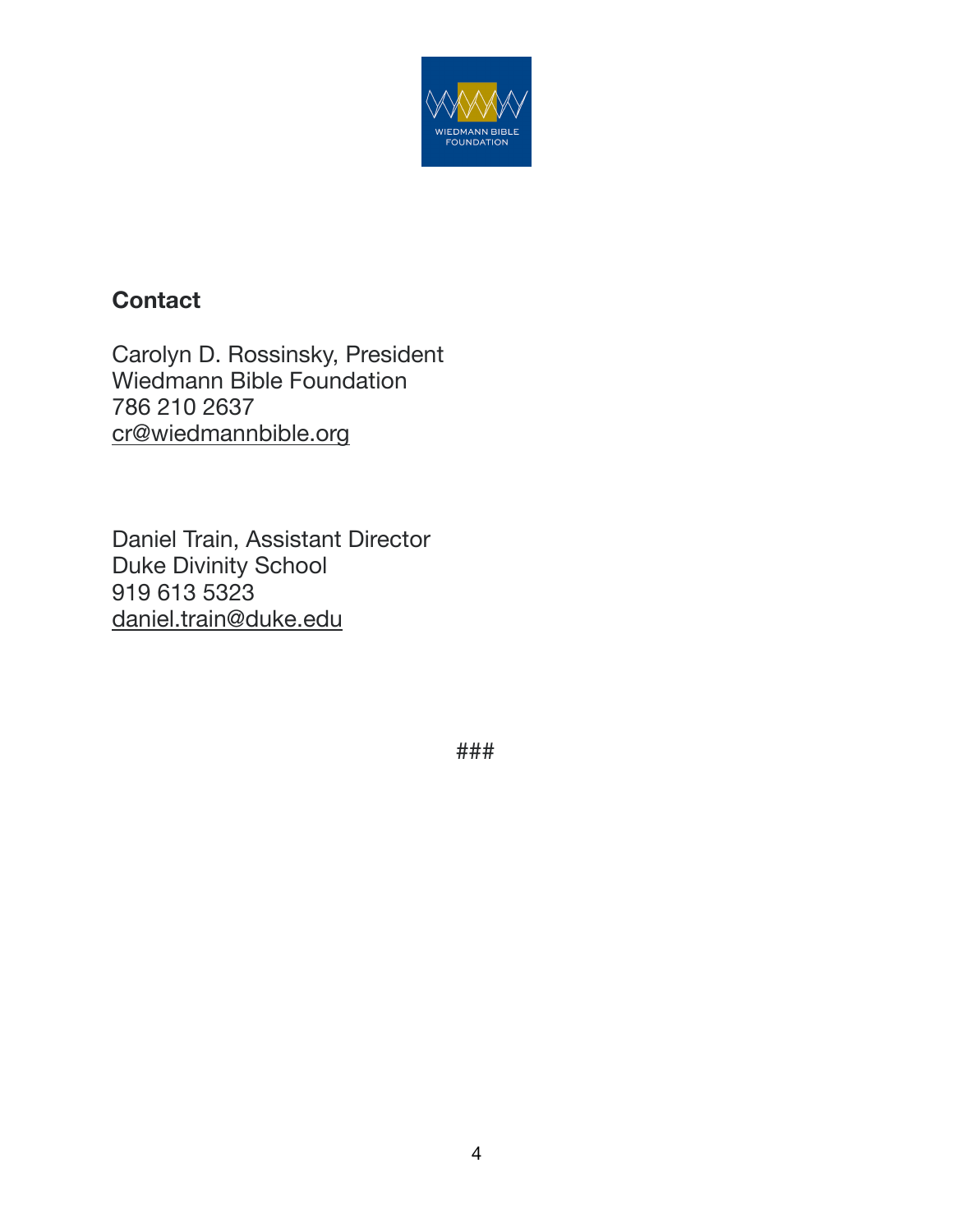## Contact

Carolyn D. Rossinsky, President
Wiedmann Bible Foundation
786 210 2637
cr@wiedmannbible.org

Daniel Train, Assistant Director
Duke Divinity School
919 613 5323
daniel.train@duke.edu

###